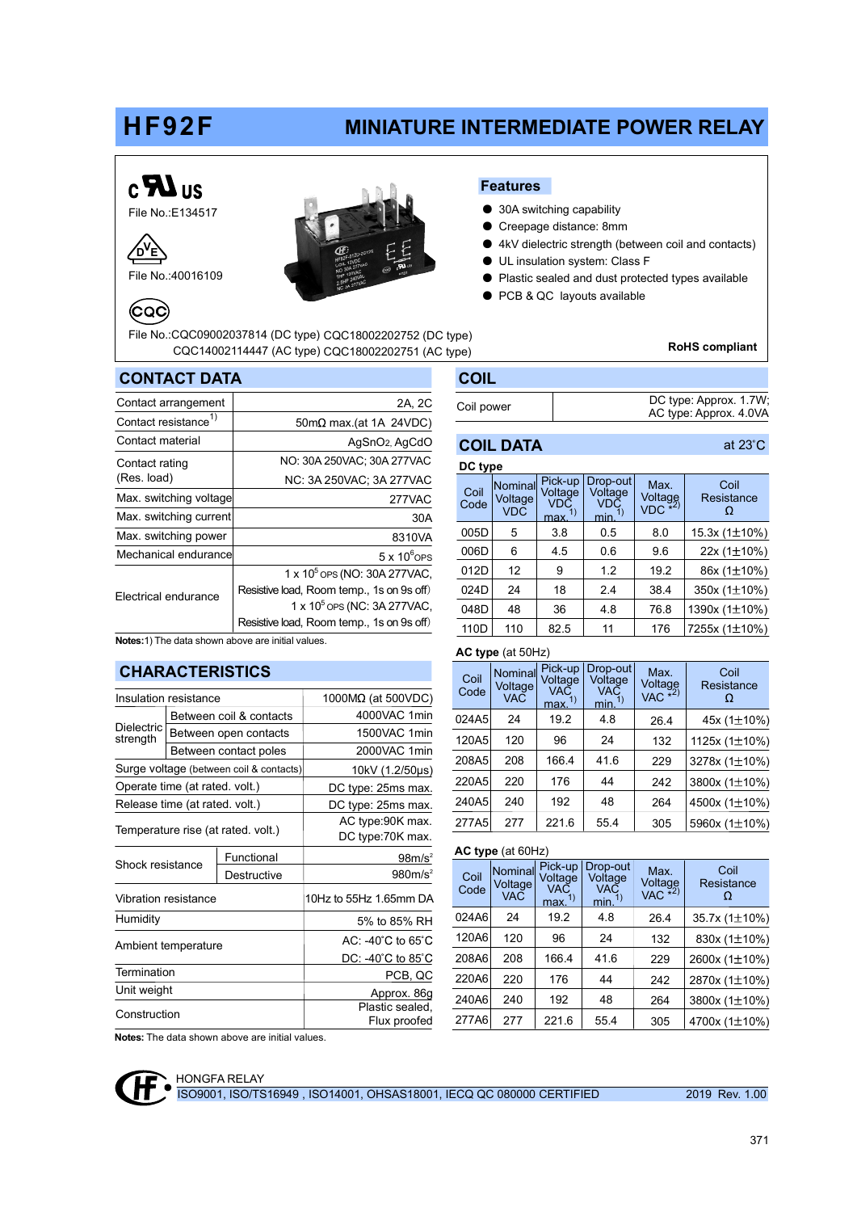# HF92F

## MINIATURE INTERMEDIATE POWER RELAY

File No.:E134517

File No.:40016109

File No.:CQC09002037814 (DC type) CQC18002202752 (DC type)
CQC14002114447 (AC type) CQC18002202751 (AC type)

### Features

- 30A switching capability
- Creepage distance: 8mm
- 4kV dielectric strength (between coil and contacts)
- UL insulation system: Class F
- Plastic sealed and dust protected types available
- PCB & QC layouts available

**RoHS compliant**

## CONTACT DATA

| | |
|---|---|
| Contact arrangement | 2A, 2C |
| Contact resistance[1)] | 50mΩ max.(at 1A 24VDC) |
| Contact material | $AgSnO_2$, AgCdO |
| Contact rating (Res. load) | NO: 30A 250VAC; 30A 277VAC<br>NC: 3A 250VAC; 3A 277VAC |
| Max. switching voltage | 277VAC |
| Max. switching current | 30A |
| Max. switching power | 8310VA |
| Mechanical endurance | $5 \times 10^6$ OPS |
| Electrical endurance | $1 \times 10^5$ OPS (NO: 30A 277VAC, Resistive load, Room temp., 1s on 9s off)<br>$1 \times 10^5$ OPS (NC: 3A 277VAC, Resistive load, Room temp., 1s on 9s off) |

**Notes:**1) The data shown above are initial values.

## CHARACTERISTICS

| | | |
|---|---|---|
| Insulation resistance | | 1000MΩ (at 500VDC) |
| Dielectric strength | Between coil & contacts | 4000VAC 1min |
| | Between open contacts | 1500VAC 1min |
| | Between contact poles | 2000VAC 1min |
| Surge voltage (between coil & contacts) | | 10kV (1.2/50μs) |
| Operate time (at rated. volt.) | | DC type: 25ms max. |
| Release time (at rated. volt.) | | DC type: 25ms max. |
| Temperature rise (at rated. volt.) | | AC type:90K max.<br>DC type:70K max. |
| Shock resistance | Functional | 98m/s² |
| | Destructive | 980m/s² |
| Vibration resistance | | 10Hz to 55Hz 1.65mm DA |
| Humidity | | 5% to 85% RH |
| Ambient temperature | | AC: -40°C to 65°C<br>DC: -40°C to 85°C |
| Termination | | PCB, QC |
| Unit weight | | Approx. 86g |
| Construction | | Plastic sealed, Flux proofed |

**Notes:** The data shown above are initial values.

## COIL

| | |
|---|---|
| Coil power | DC type: Approx. 1.7W;<br>AC type: Approx. 4.0VA |

## COIL DATA

at 23°C

**DC type**

| Coil Code | Nominal Voltage VDC | Pick-up Voltage VDC max.[1)] | Drop-out Voltage VDC min.[1)] | Max. Voltage VDC [*2)] | Coil Resistance Ω |
|---|---|---|---|---|---|
| 005D | 5 | 3.8 | 0.5 | 8.0 | 15.3x (1±10%) |
| 006D | 6 | 4.5 | 0.6 | 9.6 | 22x (1±10%) |
| 012D | 12 | 9 | 1.2 | 19.2 | 86x (1±10%) |
| 024D | 24 | 18 | 2.4 | 38.4 | 350x (1±10%) |
| 048D | 48 | 36 | 4.8 | 76.8 | 1390x (1±10%) |
| 110D | 110 | 82.5 | 11 | 176 | 7255x (1±10%) |

**AC type** (at 50Hz)

| Coil Code | Nominal Voltage VAC | Pick-up Voltage VAC max.[1)] | Drop-out Voltage VAC min.[1)] | Max. Voltage VAC [*2)] | Coil Resistance Ω |
|---|---|---|---|---|---|
| 024A5 | 24 | 19.2 | 4.8 | 26.4 | 45x (1±10%) |
| 120A5 | 120 | 96 | 24 | 132 | 1125x (1±10%) |
| 208A5 | 208 | 166.4 | 41.6 | 229 | 3278x (1±10%) |
| 220A5 | 220 | 176 | 44 | 242 | 3800x (1±10%) |
| 240A5 | 240 | 192 | 48 | 264 | 4500x (1±10%) |
| 277A5 | 277 | 221.6 | 55.4 | 305 | 5960x (1±10%) |

**AC type** (at 60Hz)

| Coil Code | Nominal Voltage VAC | Pick-up Voltage VAC max.[1)] | Drop-out Voltage VAC min.[1)] | Max. Voltage VAC [*2)] | Coil Resistance Ω |
|---|---|---|---|---|---|
| 024A6 | 24 | 19.2 | 4.8 | 26.4 | 35.7x (1±10%) |
| 120A6 | 120 | 96 | 24 | 132 | 830x (1±10%) |
| 208A6 | 208 | 166.4 | 41.6 | 229 | 2600x (1±10%) |
| 220A6 | 220 | 176 | 44 | 242 | 2870x (1±10%) |
| 240A6 | 240 | 192 | 48 | 264 | 3800x (1±10%) |
| 277A6 | 277 | 221.6 | 55.4 | 305 | 4700x (1±10%) |

HONGFA RELAY
ISO9001, ISO/TS16949 , ISO14001, OHSAS18001, IECQ QC 080000 CERTIFIED 2019 Rev. 1.00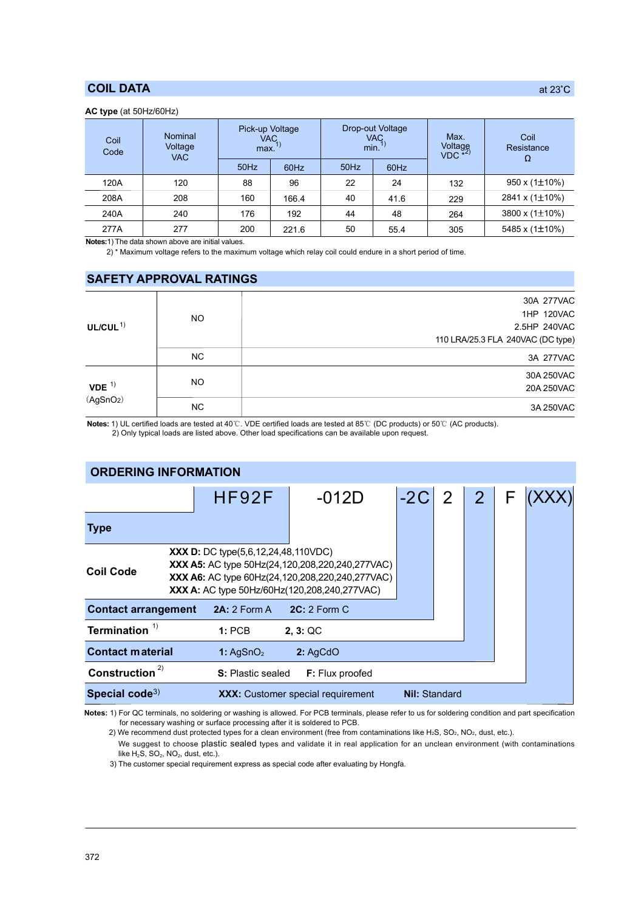## COIL DATA

at 23˚C

**AC type** (at 50Hz/60Hz)

| Coil Code | Nominal Voltage VAC | Pick-up Voltage VAC max.[1) | | Drop-out Voltage VAC min.[1) | | Max. Voltage VDC *[2) | Coil Resistance Ω |
|---|---|---|---|---|---|---|---|
| | | 50Hz | 60Hz | 50Hz | 60Hz | | |
| 120A | 120 | 88 | 96 | 22 | 24 | 132 | 950 x (1±10%) |
| 208A | 208 | 160 | 166.4 | 40 | 41.6 | 229 | 2841 x (1±10%) |
| 240A | 240 | 176 | 192 | 44 | 48 | 264 | 3800 x (1±10%) |
| 277A | 277 | 200 | 221.6 | 50 | 55.4 | 305 | 5485 x (1±10%) |

**Notes:** 1) The data shown above are initial values.
2) * Maximum voltage refers to the maximum voltage which relay coil could endure in a short period of time.

## SAFETY APPROVAL RATINGS

| | | |
|---|---|---|
| **UL/CUL** [1) | NO | 30A 277VAC<br>1HP 120VAC<br>2.5HP 240VAC<br>110 LRA/25.3 FLA 240VAC (DC type) |
| | NC | 3A 277VAC |
| **VDE** [1)<br>(AgSnO2) | NO | 30A 250VAC<br>20A 250VAC |
| | NC | 3A 250VAC |

**Notes:** 1) UL certified loads are tested at 40℃. VDE certified loads are tested at 85℃ (DC products) or 50℃ (AC products).
2) Only typical loads are listed above. Other load specifications can be available upon request.

## ORDERING INFORMATION

HF92F -012D -2C 2 2 F (XXX)

| | | |
|---|---|---|
| **Type** | HF92F | |
| **Coil Code** | **XXX D:** DC type(5,6,12,24,48,110VDC)<br>**XXX A5:** AC type 50Hz(24,120,208,220,240,277VAC)<br>**XXX A6:** AC type 60Hz(24,120,208,220,240,277VAC)<br>**XXX A:** AC type 50Hz/60Hz(120,208,240,277VAC) | |
| **Contact arrangement** | **2A:** 2 Form A | **2C:** 2 Form C |
| **Termination** [1) | **1:** PCB | **2, 3:** QC |
| **Contact material** | **1:** $AgSnO_2$ | **2:** AgCdO |
| **Construction** [2) | **S:** Plastic sealed | **F:** Flux proofed |
| **Special code**[3) | **XXX:** Customer special requirement | **Nil:** Standard |

**Notes:** 1) For QC terminals, no soldering or washing is allowed. For PCB terminals, please refer to us for soldering condition and part specification for necessary washing or surface processing after it is soldered to PCB.
2) We recommend dust protected types for a clean environment (free from contaminations like $H_2S$, $SO_2$, $NO_2$, dust, etc.).
We suggest to choose plastic sealed types and validate it in real application for an unclean environment (with contaminations like $H_2S$, $SO_2$, $NO_2$, dust, etc.).
3) The customer special requirement express as special code after evaluating by Hongfa.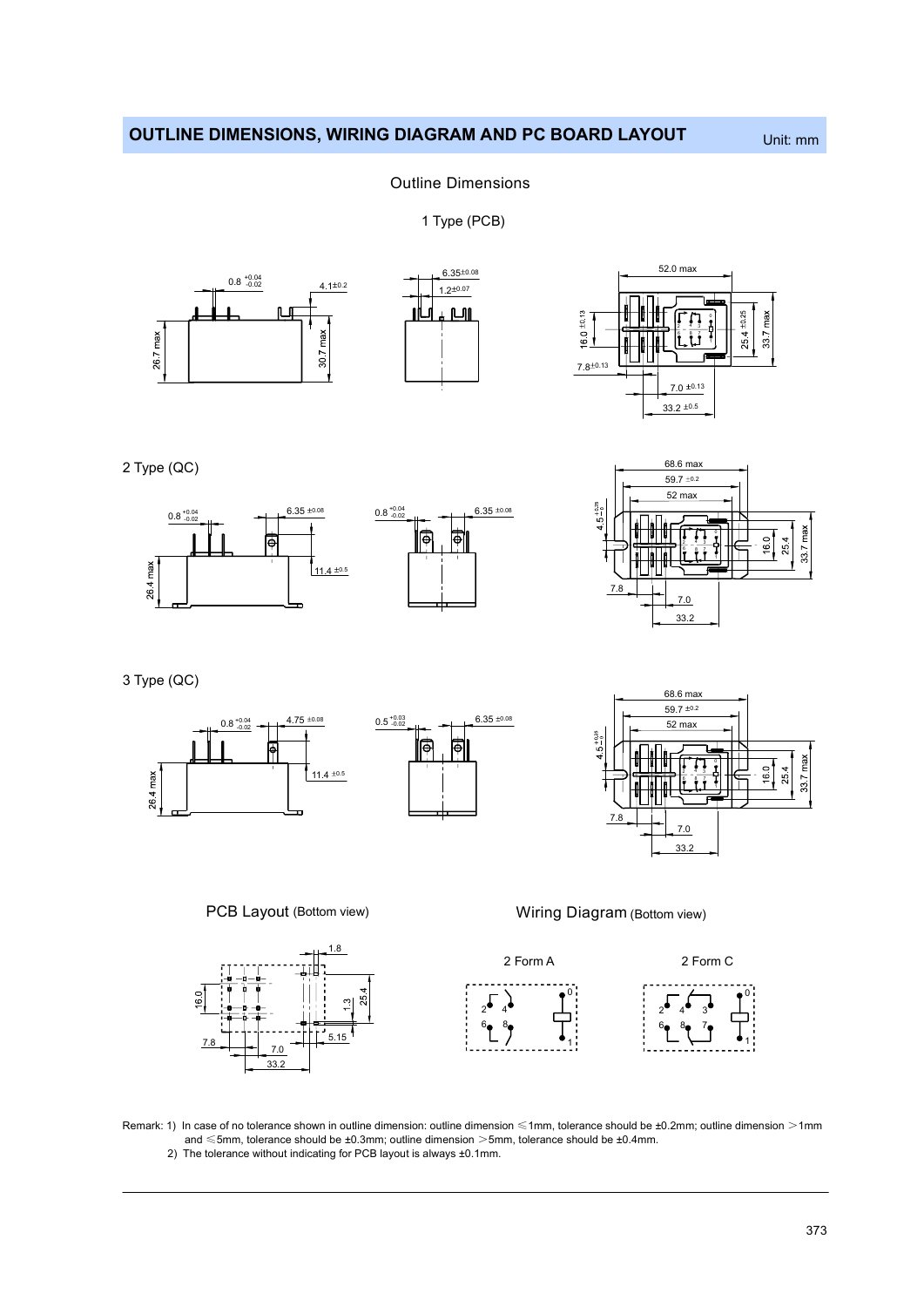## OUTLINE DIMENSIONS, WIRING DIAGRAM AND PC BOARD LAYOUT

Unit: mm

### Outline Dimensions

1 Type (PCB)

2 Type (QC)

3 Type (QC)

PCB Layout (Bottom view)

Wiring Diagram (Bottom view)

2 Form A

2 Form C

Remark: 1) In case of no tolerance shown in outline dimension: outline dimension ≤1mm, tolerance should be ±0.2mm; outline dimension >1mm and ≤5mm, tolerance should be ±0.3mm; outline dimension >5mm, tolerance should be ±0.4mm.

2) The tolerance without indicating for PCB layout is always ±0.1mm.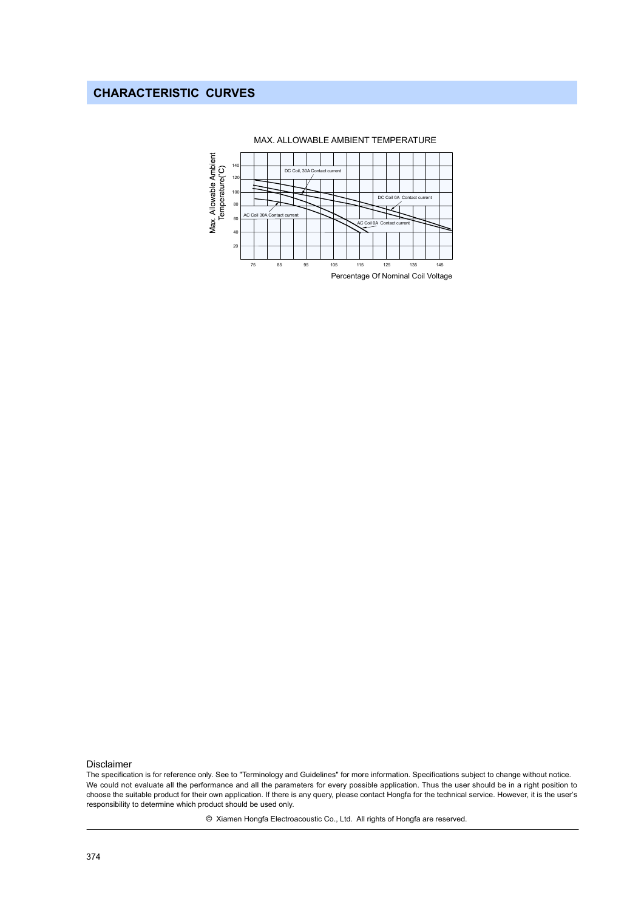## CHARACTERISTIC CURVES

MAX. ALLOWABLE AMBIENT TEMPERATURE

Max. Allowable Ambient Temperature(°C)

140
120
100
80
60
40
20

75 85 95 105 115 125 135 145

Percentage Of Nominal Coil Voltage

DC Coil, 30A Contact current

DC Coil 0A Contact current

AC Coil 30A Contact current

AC Coil 0A Contact current

Disclaimer

The specification is for reference only. See to "Terminology and Guidelines" for more information. Specifications subject to change without notice. We could not evaluate all the performance and all the parameters for every possible application. Thus the user should be in a right position to choose the suitable product for their own application. If there is any query, please contact Hongfa for the technical service. However, it is the user's responsibility to determine which product should be used only.

© Xiamen Hongfa Electroacoustic Co., Ltd. All rights of Hongfa are reserved.